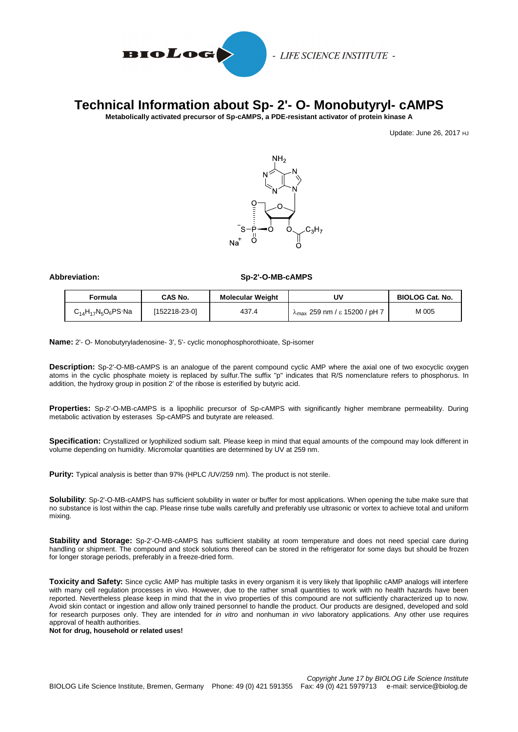# Technical Information about Sp- 2'- O- Monobutyryl- cAMPS

**Metabolically activated precursor of Sp-cAMPS, a PDE-resistant activator of protein kinase A**

Update: June 26, 2017 HJ

**Abbreviation:** **Sp-2'-O-MB-cAMPS**

| Formula | CAS No. | Molecular Weight | UV | BIOLOG Cat. No. |
|---|---|---|---|---|
| $C_{14}H_{17}N_5O_6PS \cdot Na$ | [152218-23-0] | 437.4 | $\lambda_{max}$ 259 nm / ε 15200 / pH 7 | M 005 |

**Name:** 2'- O- Monobutyryladenosine- 3', 5'- cyclic monophosphorothioate, Sp-isomer

**Description:** Sp-2'-O-MB-cAMPS is an analogue of the parent compound cyclic AMP where the axial one of two exocyclic oxygen atoms in the cyclic phosphate moiety is replaced by sulfur.The suffix "p" indicates that R/S nomenclature refers to phosphorus. In addition, the hydroxy group in position 2' of the ribose is esterified by butyric acid.

**Properties:** Sp-2'-O-MB-cAMPS is a lipophilic precursor of Sp-cAMPS with significantly higher membrane permeability. During metabolic activation by esterases Sp-cAMPS and butyrate are released.

**Specification:** Crystallized or lyophilized sodium salt. Please keep in mind that equal amounts of the compound may look different in volume depending on humidity. Micromolar quantities are determined by UV at 259 nm.

**Purity:** Typical analysis is better than 97% (HPLC /UV/259 nm). The product is not sterile.

**Solubility**: Sp-2'-O-MB-cAMPS has sufficient solubility in water or buffer for most applications. When opening the tube make sure that no substance is lost within the cap. Please rinse tube walls carefully and preferably use ultrasonic or vortex to achieve total and uniform mixing.

**Stability and Storage:** Sp-2'-O-MB-cAMPS has sufficient stability at room temperature and does not need special care during handling or shipment. The compound and stock solutions thereof can be stored in the refrigerator for some days but should be frozen for longer storage periods, preferably in a freeze-dried form.

**Toxicity and Safety:** Since cyclic AMP has multiple tasks in every organism it is very likely that lipophilic cAMP analogs will interfere with many cell regulation processes in vivo. However, due to the rather small quantities to work with no health hazards have been reported. Nevertheless please keep in mind that the in vivo properties of this compound are not sufficiently characterized up to now. Avoid skin contact or ingestion and allow only trained personnel to handle the product. Our products are designed, developed and sold for research purposes only. They are intended for *in vitro* and nonhuman *in vivo* laboratory applications. Any other use requires approval of health authorities.

**Not for drug, household or related uses!**

*Copyright June 17 by BIOLOG Life Science Institute*

BIOLOG Life Science Institute, Bremen, Germany Phone: 49 (0) 421 591355 Fax: 49 (0) 421 5979713 e-mail: service@biolog.de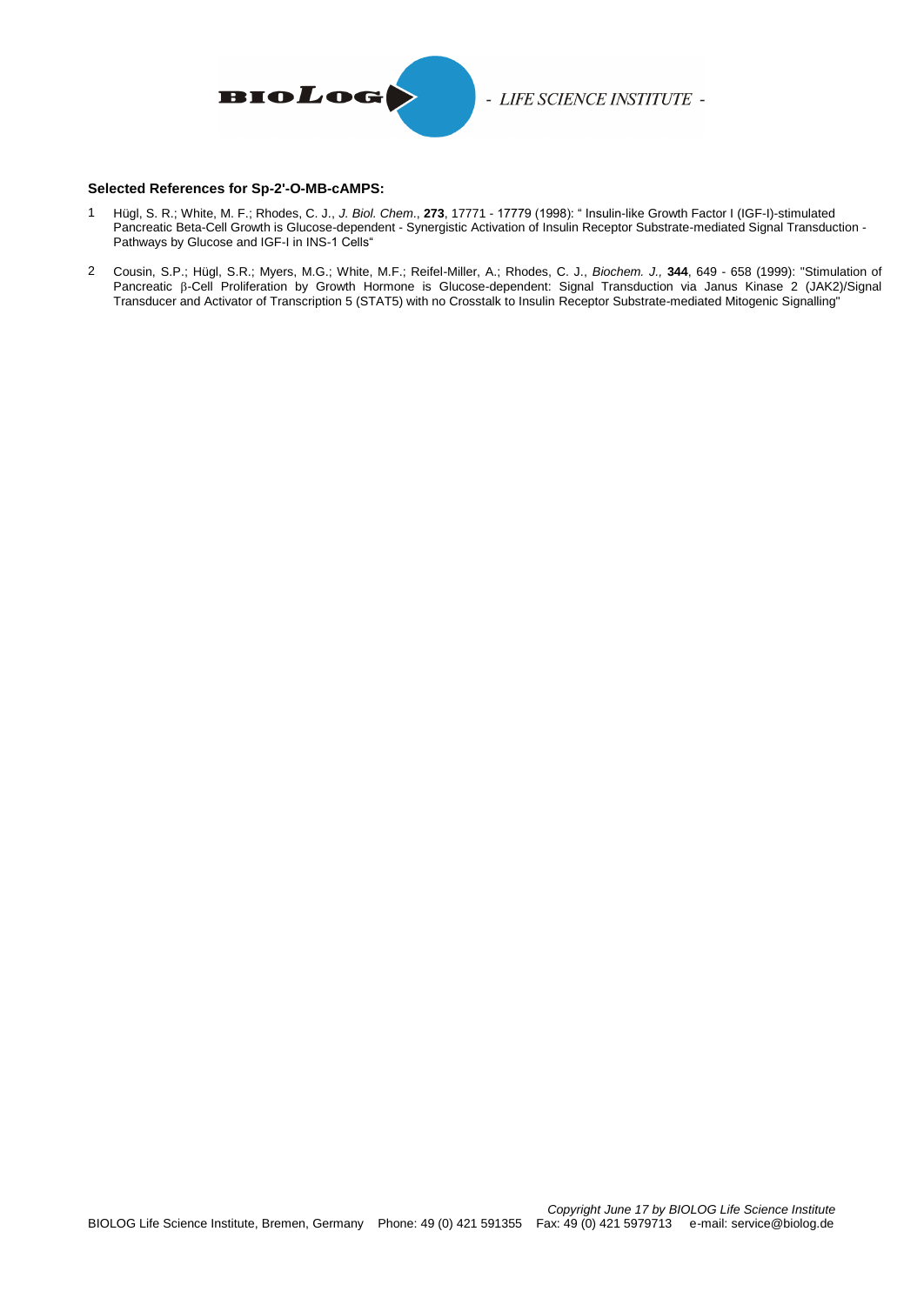**Selected References for Sp-2'-O-MB-cAMPS:**

1. Hügl, S. R.; White, M. F.; Rhodes, C. J., *J. Biol. Chem*., **273**, 17771 - 17779 (1998): " Insulin-like Growth Factor I (IGF-I)-stimulated Pancreatic Beta-Cell Growth is Glucose-dependent - Synergistic Activation of Insulin Receptor Substrate-mediated Signal Transduction - Pathways by Glucose and IGF-I in INS-1 Cells"

2. Cousin, S.P.; Hügl, S.R.; Myers, M.G.; White, M.F.; Reifel-Miller, A.; Rhodes, C. J., *Biochem. J.,* **344**, 649 - 658 (1999): "Stimulation of Pancreatic β-Cell Proliferation by Growth Hormone is Glucose-dependent: Signal Transduction via Janus Kinase 2 (JAK2)/Signal Transducer and Activator of Transcription 5 (STAT5) with no Crosstalk to Insulin Receptor Substrate-mediated Mitogenic Signalling"